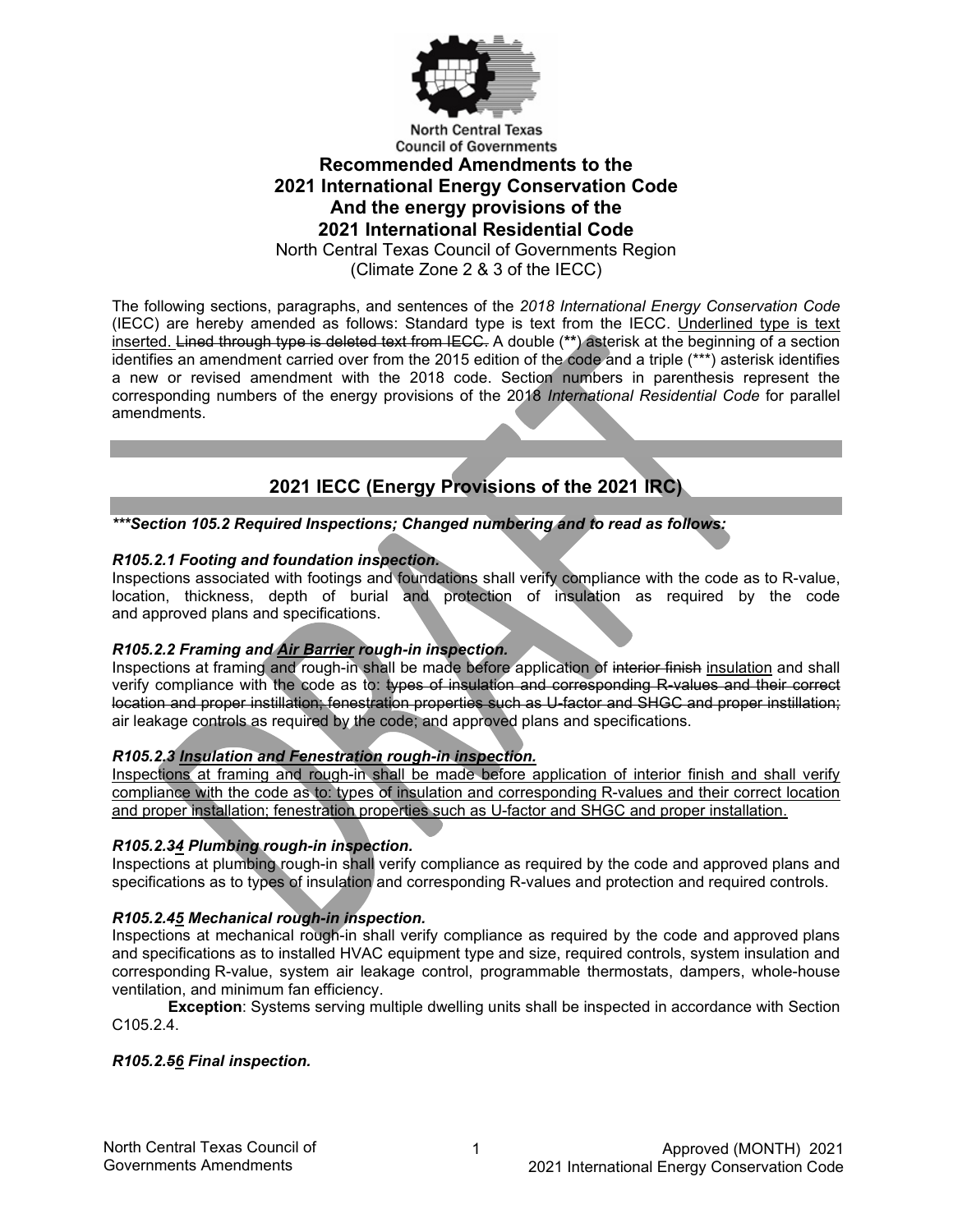North Central Texas Council of Governments

# Recommended Amendments to the 2021 International Energy Conservation Code And the energy provisions of the 2021 International Residential Code

North Central Texas Council of Governments Region
(Climate Zone 2 & 3 of the IECC)

The following sections, paragraphs, and sentences of the *2018 International Energy Conservation Code* (IECC) are hereby amended as follows: Standard type is text from the IECC. <u>Underlined type is text inserted.</u> ~~Lined through type is deleted text from IECC.~~ A double (**) asterisk at the beginning of a section identifies an amendment carried over from the 2015 edition of the code and a triple (***) asterisk identifies a new or revised amendment with the 2018 code. Section numbers in parenthesis represent the corresponding numbers of the energy provisions of the 2018 *International Residential Code* for parallel amendments.

## 2021 IECC (Energy Provisions of the 2021 IRC)

***\*\*\*Section 105.2 Required Inspections; Changed numbering and to read as follows:***

***R105.2.1 Footing and foundation inspection.***
Inspections associated with footings and foundations shall verify compliance with the code as to R-value, location, thickness, depth of burial and protection of insulation as required by the code and approved plans and specifications.

***R105.2.2 Framing and <u>Air Barrier</u> rough-in inspection.***
Inspections at framing and rough-in shall be made before application of ~~interior finish~~ <u>insulation</u> and shall verify compliance with the code as to: ~~types of insulation and corresponding R-values and their correct location and proper instillation; fenestration properties such as U-factor and SHGC and proper instillation;~~ air leakage controls as required by the code; and approved plans and specifications.

***R105.2.3 <u>Insulation and Fenestration rough-in inspection.</u>***
<u>Inspections at framing and rough-in shall be made before application of interior finish and shall verify compliance with the code as to: types of insulation and corresponding R-values and their correct location and proper installation; fenestration properties such as U-factor and SHGC and proper installation.</u>

***R105.2.~~3~~<u>4</u> Plumbing rough-in inspection.***
Inspections at plumbing rough-in shall verify compliance as required by the code and approved plans and specifications as to types of insulation and corresponding R-values and protection and required controls.

***R105.2.~~4~~<u>5</u> Mechanical rough-in inspection.***
Inspections at mechanical rough-in shall verify compliance as required by the code and approved plans and specifications as to installed HVAC equipment type and size, required controls, system insulation and corresponding R-value, system air leakage control, programmable thermostats, dampers, whole-house ventilation, and minimum fan efficiency.

**Exception**: Systems serving multiple dwelling units shall be inspected in accordance with Section C105.2.4.

***R105.2.~~5~~<u>6</u> Final inspection.***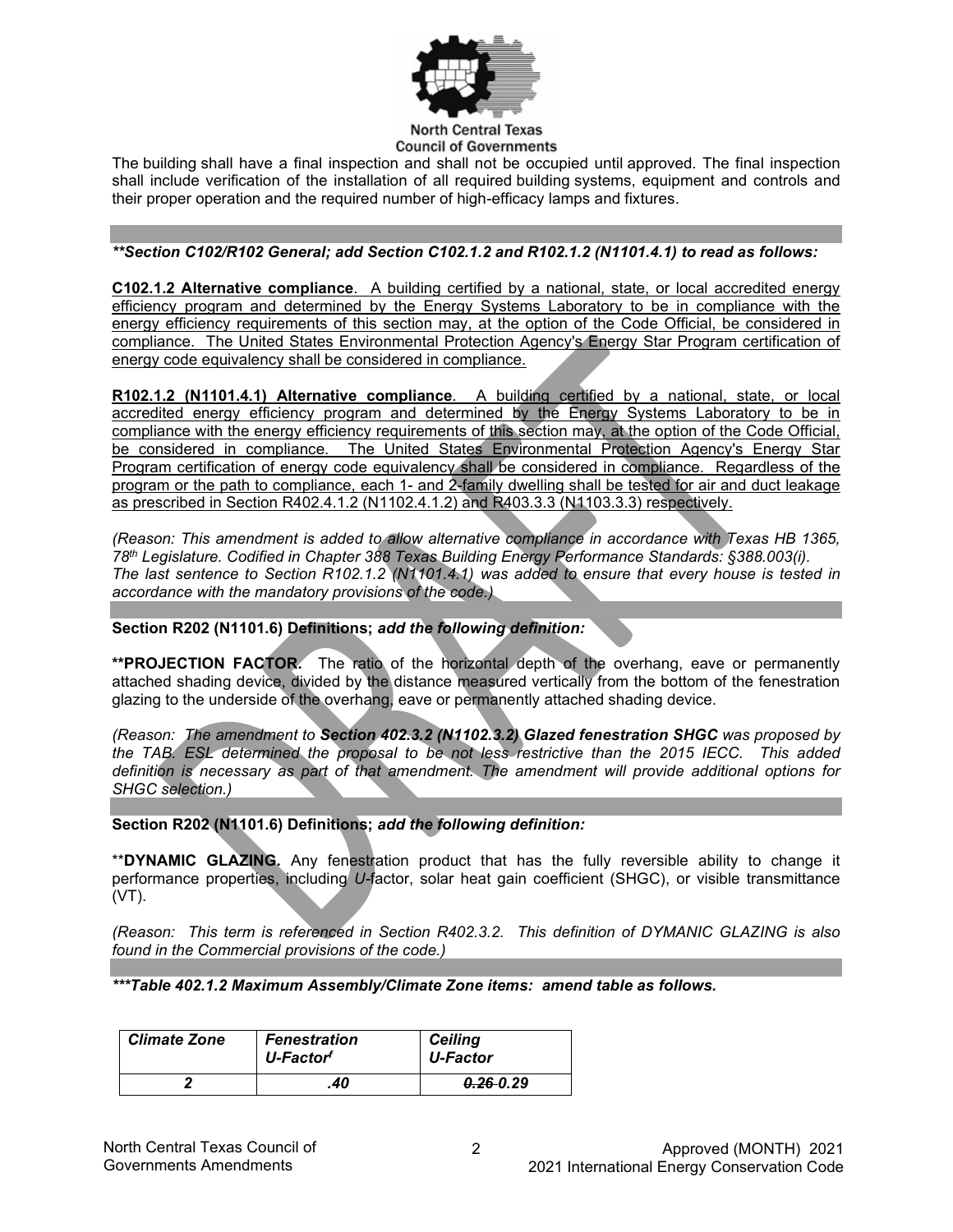The building shall have a final inspection and shall not be occupied until approved. The final inspection shall include verification of the installation of all required building systems, equipment and controls and their proper operation and the required number of high-efficacy lamps and fixtures.

***\*\*Section C102/R102 General; add Section C102.1.2 and R102.1.2 (N1101.4.1) to read as follows:***

<u>**C102.1.2 Alternative compliance**. A building certified by a national, state, or local accredited energy efficiency program and determined by the Energy Systems Laboratory to be in compliance with the energy efficiency requirements of this section may, at the option of the Code Official, be considered in compliance. The United States Environmental Protection Agency's Energy Star Program certification of energy code equivalency shall be considered in compliance.</u>

<u>**R102.1.2 (N1101.4.1) Alternative compliance**. A building certified by a national, state, or local accredited energy efficiency program and determined by the Energy Systems Laboratory to be in compliance with the energy efficiency requirements of this section may, at the option of the Code Official, be considered in compliance. The United States Environmental Protection Agency's Energy Star Program certification of energy code equivalency shall be considered in compliance. Regardless of the program or the path to compliance, each 1- and 2-family dwelling shall be tested for air and duct leakage as prescribed in Section R402.4.1.2 (N1102.4.1.2) and R403.3.3 (N1103.3.3) respectively.</u>

*(Reason: This amendment is added to allow alternative compliance in accordance with Texas HB 1365, 78th Legislature. Codified in Chapter 388 Texas Building Energy Performance Standards: §388.003(i). The last sentence to Section R102.1.2 (N1101.4.1) was added to ensure that every house is tested in accordance with the mandatory provisions of the code.)*

**Section R202 (N1101.6) Definitions;** ***add the following definition:***

**\*\*PROJECTION FACTOR.** The ratio of the horizontal depth of the overhang, eave or permanently attached shading device, divided by the distance measured vertically from the bottom of the fenestration glazing to the underside of the overhang, eave or permanently attached shading device.

*(Reason: The amendment to **Section 402.3.2 (N1102.3.2) Glazed fenestration SHGC** was proposed by the TAB. ESL determined the proposal to be not less restrictive than the 2015 IECC. This added definition is necessary as part of that amendment. The amendment will provide additional options for SHGC selection.)*

**Section R202 (N1101.6) Definitions;** ***add the following definition:***

\*\***DYNAMIC GLAZING.** Any fenestration product that has the fully reversible ability to change it performance properties, including *U*-factor, solar heat gain coefficient (SHGC), or visible transmittance (VT).

*(Reason: This term is referenced in Section R402.3.2. This definition of DYMANIC GLAZING is also found in the Commercial provisions of the code.)*

***\*\*\*Table 402.1.2 Maximum Assembly/Climate Zone items: amend table as follows.***

| *Climate Zone* | *Fenestration U-Factor[f]* | *Ceiling U-Factor* |
|---|---|---|
| *2* | *.40* | ~~*0.26*~~ *0.29* |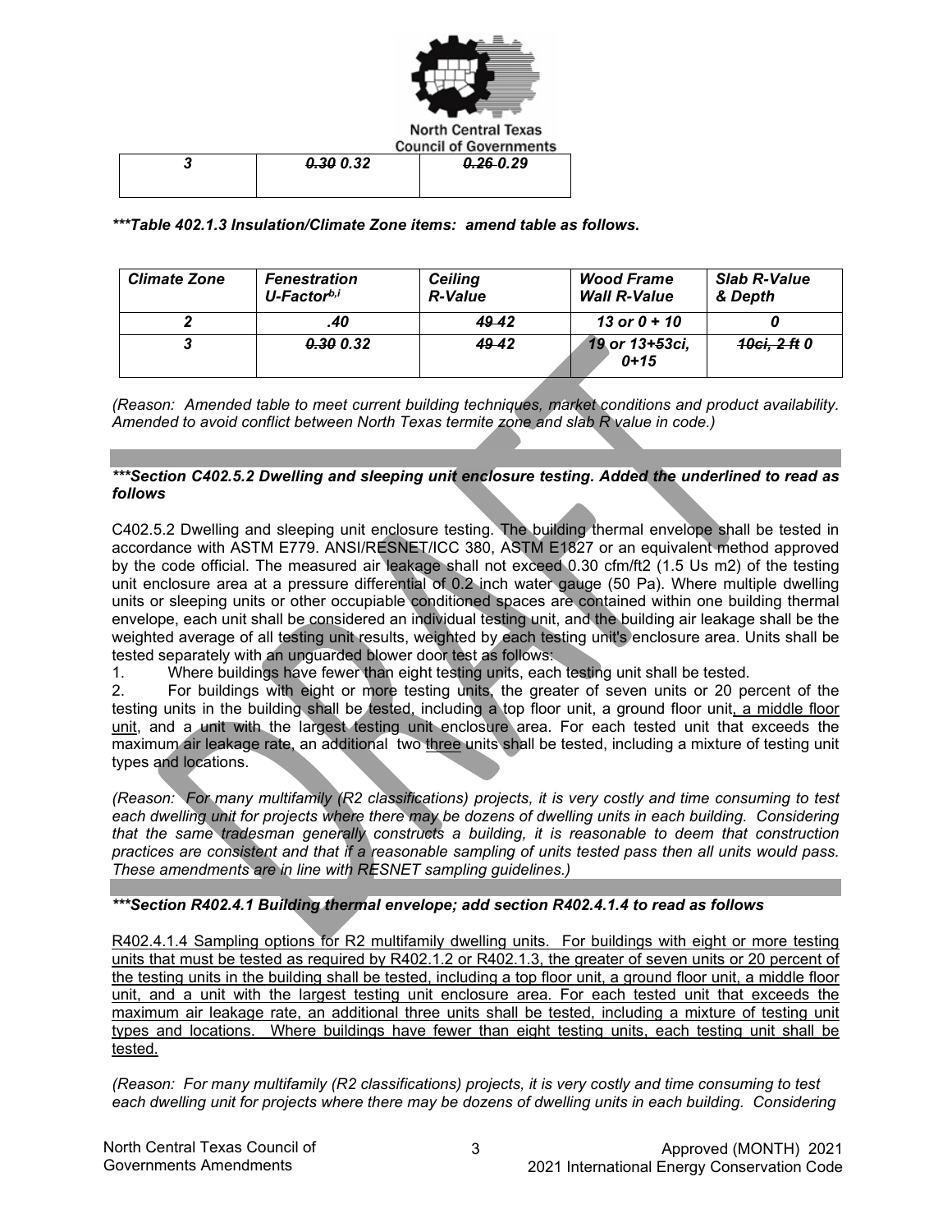| 3 | ~~0.30~~ 0.32 | ~~0.26~~ 0.29 |
|---|---|---|

***\*\*\*Table 402.1.3 Insulation/Climate Zone items: amend table as follows.***

| *Climate Zone* | *Fenestration U-Factor[b,i]* | *Ceiling R-Value* | *Wood Frame Wall R-Value* | *Slab R-Value & Depth* |
|---|---|---|---|---|
| *2* | *.40* | *~~49~~ 42* | *13 or 0 + 10* | *0* |
| *3* | *~~0.30~~ 0.32* | *~~49~~ 42* | *19 or 13+~~5~~3ci, 0+15* | *~~10ci, 2 ft~~ 0* |

*(Reason: Amended table to meet current building techniques, market conditions and product availability. Amended to avoid conflict between North Texas termite zone and slab R value in code.)*

***\*\*\*Section C402.5.2 Dwelling and sleeping unit enclosure testing. Added the underlined to read as follows***

C402.5.2 Dwelling and sleeping unit enclosure testing. The building thermal envelope shall be tested in accordance with ASTM E779. ANSI/RESNET/ICC 380, ASTM E1827 or an equivalent method approved by the code official. The measured air leakage shall not exceed 0.30 cfm/ft2 (1.5 Us m2) of the testing unit enclosure area at a pressure differential of 0.2 inch water gauge (50 Pa). Where multiple dwelling units or sleeping units or other occupiable conditioned spaces are contained within one building thermal envelope, each unit shall be considered an individual testing unit, and the building air leakage shall be the weighted average of all testing unit results, weighted by each testing unit's enclosure area. Units shall be tested separately with an unguarded blower door test as follows:

1. Where buildings have fewer than eight testing units, each testing unit shall be tested.
2. For buildings with eight or more testing units, the greater of seven units or 20 percent of the testing units in the building shall be tested, including a top floor unit, a ground floor unit<u>, a middle floor unit</u>, and a unit with the largest testing unit enclosure area. For each tested unit that exceeds the maximum air leakage rate, an additional ~~two~~ <u>three</u> units shall be tested, including a mixture of testing unit types and locations.

*(Reason: For many multifamily (R2 classifications) projects, it is very costly and time consuming to test each dwelling unit for projects where there may be dozens of dwelling units in each building. Considering that the same tradesman generally constructs a building, it is reasonable to deem that construction practices are consistent and that if a reasonable sampling of units tested pass then all units would pass. These amendments are in line with RESNET sampling guidelines.)*

***\*\*\*Section R402.4.1 Building thermal envelope; add section R402.4.1.4 to read as follows***

<u>R402.4.1.4 Sampling options for R2 multifamily dwelling units. For buildings with eight or more testing units that must be tested as required by R402.1.2 or R402.1.3, the greater of seven units or 20 percent of the testing units in the building shall be tested, including a top floor unit, a ground floor unit, a middle floor unit, and a unit with the largest testing unit enclosure area. For each tested unit that exceeds the maximum air leakage rate, an additional three units shall be tested, including a mixture of testing unit types and locations. Where buildings have fewer than eight testing units, each testing unit shall be tested.</u>

*(Reason: For many multifamily (R2 classifications) projects, it is very costly and time consuming to test each dwelling unit for projects where there may be dozens of dwelling units in each building. Considering*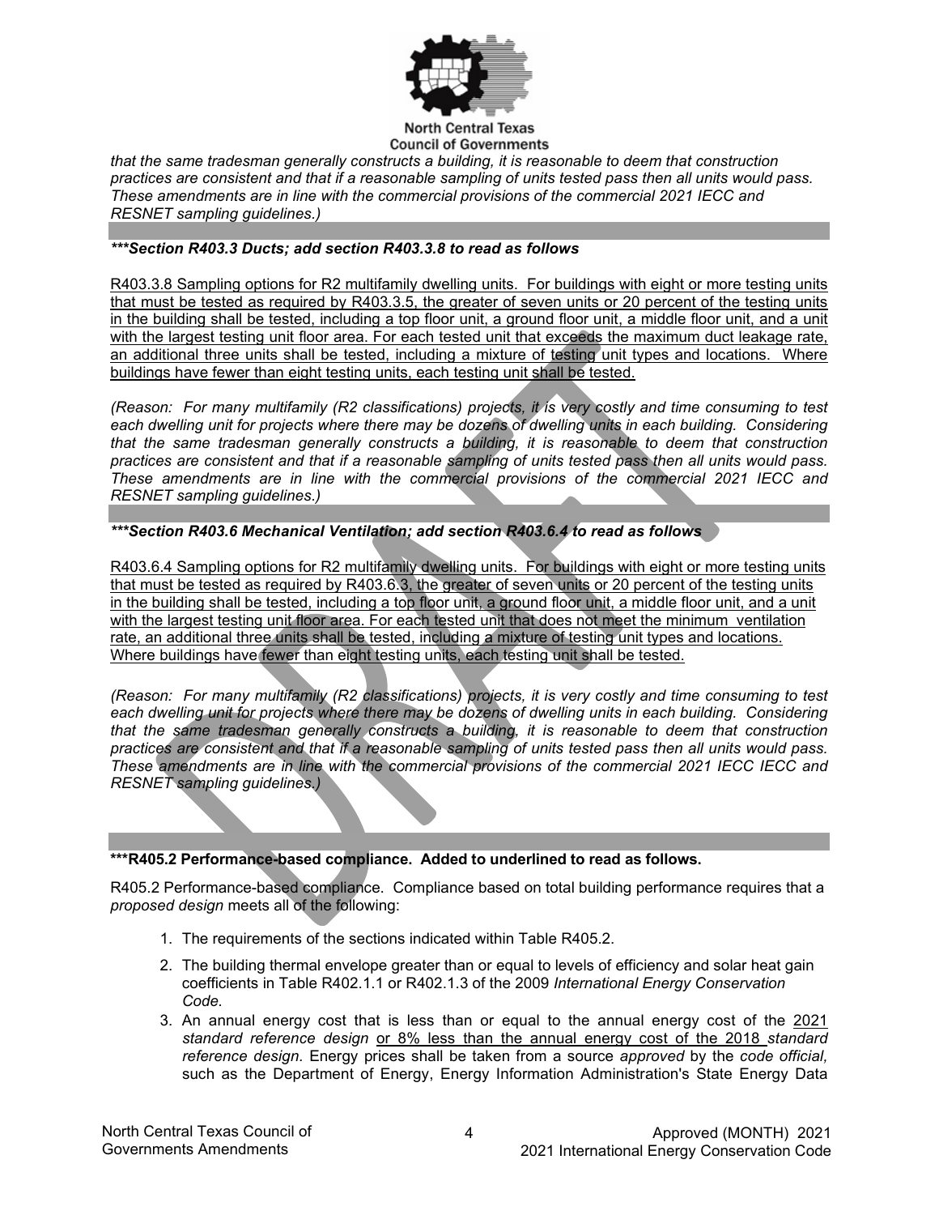*that the same tradesman generally constructs a building, it is reasonable to deem that construction practices are consistent and that if a reasonable sampling of units tested pass then all units would pass. These amendments are in line with the commercial provisions of the commercial 2021 IECC and RESNET sampling guidelines.)*

***\*\*\*Section R403.3 Ducts; add section R403.3.8 to read as follows***

<u>R403.3.8 Sampling options for R2 multifamily dwelling units. For buildings with eight or more testing units that must be tested as required by R403.3.5, the greater of seven units or 20 percent of the testing units in the building shall be tested, including a top floor unit, a ground floor unit, a middle floor unit, and a unit with the largest testing unit floor area. For each tested unit that exceeds the maximum duct leakage rate, an additional three units shall be tested, including a mixture of testing unit types and locations. Where buildings have fewer than eight testing units, each testing unit shall be tested.</u>

*(Reason: For many multifamily (R2 classifications) projects, it is very costly and time consuming to test each dwelling unit for projects where there may be dozens of dwelling units in each building. Considering that the same tradesman generally constructs a building, it is reasonable to deem that construction practices are consistent and that if a reasonable sampling of units tested pass then all units would pass. These amendments are in line with the commercial provisions of the commercial 2021 IECC and RESNET sampling guidelines.)*

***\*\*\*Section R403.6 Mechanical Ventilation; add section R403.6.4 to read as follows***

<u>R403.6.4 Sampling options for R2 multifamily dwelling units. For buildings with eight or more testing units that must be tested as required by R403.6.3, the greater of seven units or 20 percent of the testing units in the building shall be tested, including a top floor unit, a ground floor unit, a middle floor unit, and a unit with the largest testing unit floor area. For each tested unit that does not meet the minimum ventilation rate, an additional three units shall be tested, including a mixture of testing unit types and locations. Where buildings have fewer than eight testing units, each testing unit shall be tested.</u>

*(Reason: For many multifamily (R2 classifications) projects, it is very costly and time consuming to test each dwelling unit for projects where there may be dozens of dwelling units in each building. Considering that the same tradesman generally constructs a building, it is reasonable to deem that construction practices are consistent and that if a reasonable sampling of units tested pass then all units would pass. These amendments are in line with the commercial provisions of the commercial 2021 IECC IECC and RESNET sampling guidelines.)*

**\*\*\*R405.2 Performance-based compliance. Added to underlined to read as follows.**

R405.2 Performance-based compliance. Compliance based on total building performance requires that a *proposed design* meets all of the following:

1. The requirements of the sections indicated within Table R405.2.
2. The building thermal envelope greater than or equal to levels of efficiency and solar heat gain coefficients in Table R402.1.1 or R402.1.3 of the 2009 *International Energy Conservation Code.*
3. An annual energy cost that is less than or equal to the annual energy cost of the <u>2021</u> *standard reference design* <u>or 8% less than the annual energy cost of the 2018</u> *standard reference design.* Energy prices shall be taken from a source *approved* by the *code official,* such as the Department of Energy, Energy Information Administration's State Energy Data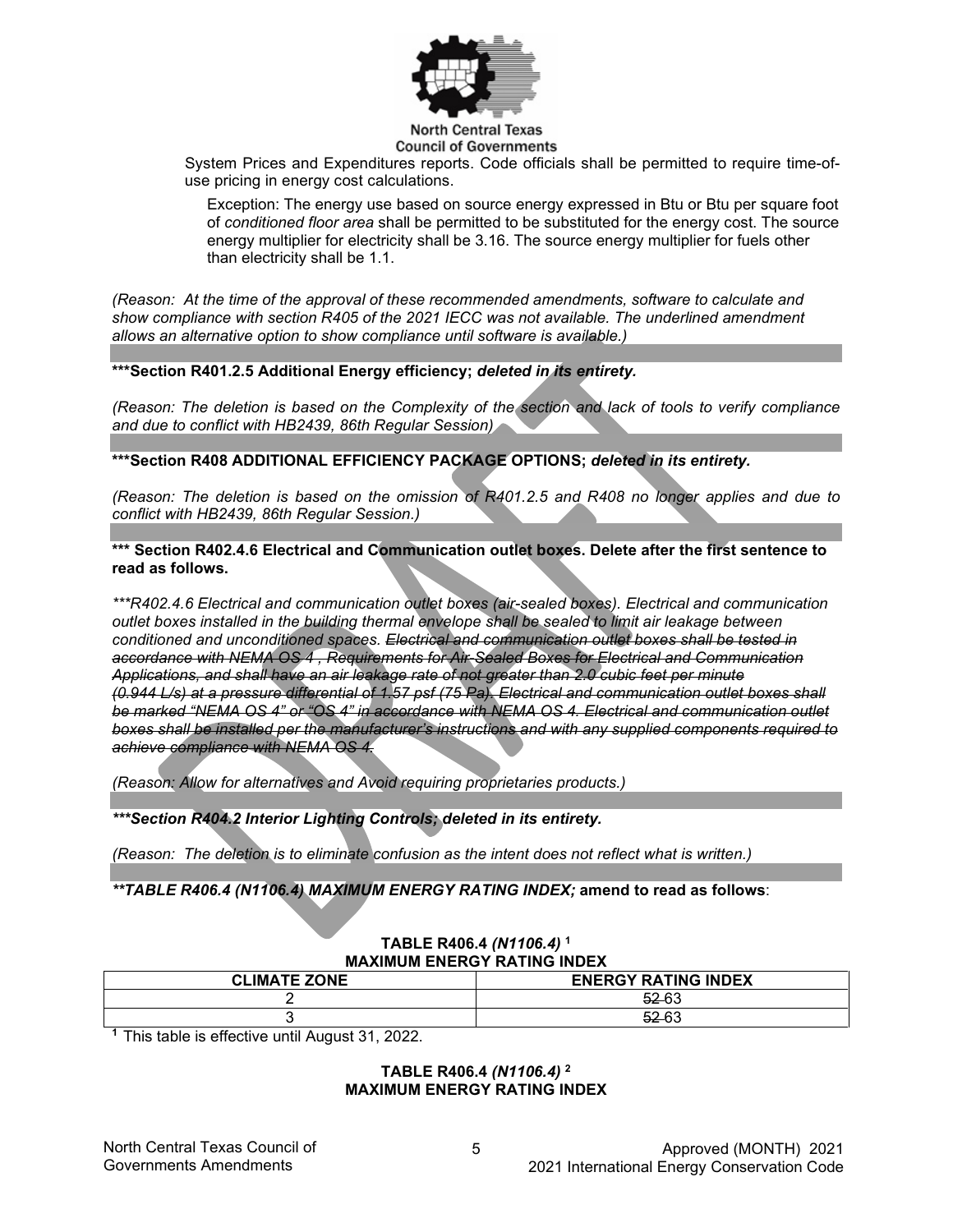System Prices and Expenditures reports. Code officials shall be permitted to require time-of-use pricing in energy cost calculations.

Exception: The energy use based on source energy expressed in Btu or Btu per square foot of *conditioned floor area* shall be permitted to be substituted for the energy cost. The source energy multiplier for electricity shall be 3.16. The source energy multiplier for fuels other than electricity shall be 1.1.

*(Reason: At the time of the approval of these recommended amendments, software to calculate and show compliance with section R405 of the 2021 IECC was not available. The underlined amendment allows an alternative option to show compliance until software is available.)*

**\*\*\*Section R401.2.5 Additional Energy efficiency; *deleted in its entirety.***

*(Reason: The deletion is based on the Complexity of the section and lack of tools to verify compliance and due to conflict with HB2439, 86th Regular Session)*

**\*\*\*Section R408 ADDITIONAL EFFICIENCY PACKAGE OPTIONS; *deleted in its entirety.***

*(Reason: The deletion is based on the omission of R401.2.5 and R408 no longer applies and due to conflict with HB2439, 86th Regular Session.)*

**\*\*\* Section R402.4.6 Electrical and Communication outlet boxes. Delete after the first sentence to read as follows.**

*\*\*\*R402.4.6 Electrical and communication outlet boxes (air-sealed boxes). Electrical and communication outlet boxes installed in the building thermal envelope shall be sealed to limit air leakage between conditioned and unconditioned spaces. ~~Electrical and communication outlet boxes shall be tested in accordance with NEMA OS 4 , Requirements for Air-Sealed Boxes for Electrical and Communication Applications, and shall have an air leakage rate of not greater than 2.0 cubic feet per minute (0.944 L/s) at a pressure differential of 1.57 psf (75 Pa). Electrical and communication outlet boxes shall be marked "NEMA OS 4" or "OS 4" in accordance with NEMA OS 4. Electrical and communication outlet boxes shall be installed per the manufacturer's instructions and with any supplied components required to achieve compliance with NEMA OS 4.~~*

*(Reason: Allow for alternatives and Avoid requiring proprietaries products.)*

***\*\*\*Section R404.2 Interior Lighting Controls; deleted in its entirety.***

*(Reason: The deletion is to eliminate confusion as the intent does not reflect what is written.)*

***\*\*TABLE R406.4 (N1106.4) MAXIMUM ENERGY RATING INDEX;* amend to read as follows**:

**TABLE R406.4 *(N1106.4)* [1]**
**MAXIMUM ENERGY RATING INDEX**

| CLIMATE ZONE | ENERGY RATING INDEX |
|---|---|
| 2 | ~~52~~ 63 |
| 3 | ~~52~~ 63 |

[1] This table is effective until August 31, 2022.

**TABLE R406.4 *(N1106.4)* [2]**
**MAXIMUM ENERGY RATING INDEX**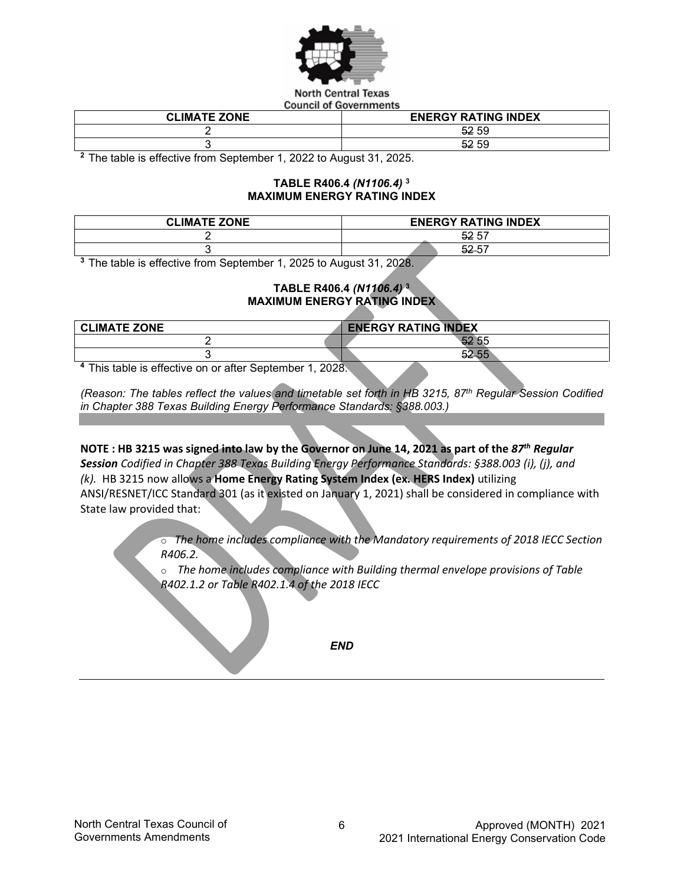| CLIMATE ZONE | ENERGY RATING INDEX |
|---|---|
| 2 | ~~52~~ 59 |
| 3 | ~~52~~ 59 |

[2] The table is effective from September 1, 2022 to August 31, 2025.

**TABLE R406.4 *(N1106.4)* [3]**
**MAXIMUM ENERGY RATING INDEX**

| CLIMATE ZONE | ENERGY RATING INDEX |
|---|---|
| 2 | ~~52~~ 57 |
| 3 | ~~52~~ 57 |

[3] The table is effective from September 1, 2025 to August 31, 2028.

**TABLE R406.4 *(N1106.4)* [3]**
**MAXIMUM ENERGY RATING INDEX**

| CLIMATE ZONE | ENERGY RATING INDEX |
|---|---|
| 2 | ~~52~~ 55 |
| 3 | ~~52~~ 55 |

[4] This table is effective on or after September 1, 2028.

*(Reason: The tables reflect the values and timetable set forth in HB 3215, 87th Regular Session Codified in Chapter 388 Texas Building Energy Performance Standards: §388.003.)*

**NOTE : HB 3215 was signed into law by the Governor on June 14, 2021 as part of the *87th Regular Session*** *Codified in Chapter 388 Texas Building Energy Performance Standards: §388.003 (i), (j), and (k).* HB 3215 now allows a **Home Energy Rating System Index (ex. HERS Index)** utilizing ANSI/RESNET/ICC Standard 301 (as it existed on January 1, 2021) shall be considered in compliance with State law provided that:

- *The home includes compliance with the Mandatory requirements of 2018 IECC Section R406.2.*
- *The home includes compliance with Building thermal envelope provisions of Table R402.1.2 or Table R402.1.4 of the 2018 IECC*

***END***